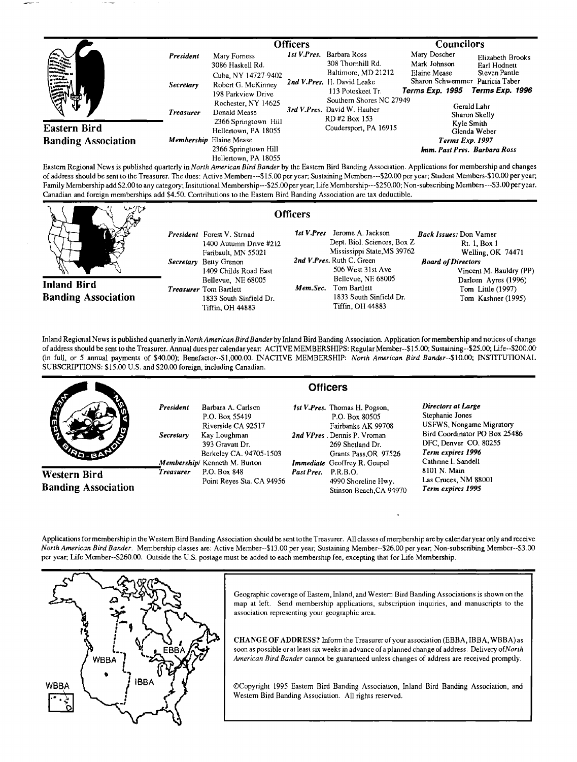## Eastern Bird Banding Association

### Officers

*President* Mary Forness
3086 Haskell Rd.
Cuba, NY 14727-9402

*Secretary* Robert G. McKinney
198 Parkview Drive
Rochester, NY 14625

*Treasurer* Donald Mease
2366 Springtown Hill
Hellertown, PA 18055

*Membership* Elaine Mease
2366 Springtown Hill
Hellertown, PA 18055

*1st V.Pres.* Barbara Ross
308 Thornhill Rd.
Baltimore, MD 21212

*2nd V.Pres.* H. David Leake
113 Poteskeet Tr.
Southern Shores NC 27949

*3rd V.Pres.* David W. Hauber
RD #2 Box 153
Coudersport, PA 16915

### Councilors

Mary Doscher, Mark Johnson, Elaine Mease, Sharon Schwemmer — *Terms Exp. 1995*

Elizabeth Brooks, Earl Hodnett, Steven Pantle, Patricia Taber — *Terms Exp. 1996*

Gerald Lahr, Sharon Skelly, Kyle Smith, Glenda Weber — *Terms Exp. 1997*

*Imm. Past Pres. Barbara Ross*

Eastern Regional News is published quarterly in *North American Bird Bander* by the Eastern Bird Banding Association. Applications for membership and changes of address should be sent to the Treasurer. The dues: Active Members---$15.00 per year; Sustaining Members---$20.00 per year; Student Members-$10.00 per year; Family Membership add $2.00 to any category; Insitutional Membership---$25.00 per year; Life Membership---$250.00; Non-subscribing Members---$3.00 per year. Canadian and foreign memberships add $4.50. Contributions to the Eastern Bird Banding Association are tax deductible.

## Inland Bird Banding Association

### Officers

*President* Forest V. Strnad
1400 Autumn Drive #212
Faribault, MN 55021

*Secretary* Betty Grenon
1409 Childs Road East
Bellevue, NE 68005

*Treasurer* Tom Bartlett
1833 South Sinfield Dr.
Tiffin, OH 44883

*1st V.Pres* Jerome A. Jackson
Dept. Biol. Sciences, Box Z
Mississippi State, MS 39762

*2nd V.Pres.* Ruth C. Green
506 West 31st Ave
Bellevue, NE 68005

*Mem.Sec.* Tom Bartlett
1833 South Sinfield Dr.
Tiffin, OH 44883

*Back Issues:* Don Varner
Rt. 1, Box 1
Welling, OK 74471

*Board of Directors*
Vincent M. Bauldry (PP)
Darleen Ayres (1996)
Tom Little (1997)
Tom Kashner (1995)

Inland Regional News is published quarterly in *North American Bird Bander* by Inland Bird Banding Association. Application for membership and notices of change of address should be sent to the Treasurer. Annual dues per calendar year: ACTIVE MEMBERSHIPS: Regular Member--$15.00; Sustaining--$25.00; Life--$200.00 (in full, or 5 annual payments of $40.00); Benefactor--$1,000.00. INACTIVE MEMBERSHIP: *North American Bird Bander*--$10.00; INSTITUTIONAL SUBSCRIPTIONS: $15.00 U.S. and $20.00 foreign, including Canadian.

## Western Bird Banding Association

### Officers

*President* Barbara A. Carlson
P.O. Box 55419
Riverside CA 92517

*Secretary* Kay Loughman
393 Gravatt Dr.
Berkeley CA. 94705-1503

*Membership/ Treasurer* Kenneth M. Burton
P.O. Box 848
Point Reyes Sta. CA 94956

*1st V.Pres.* Thomas H. Pogson,
P.O. Box 80505
Fairbanks AK 99708

*2nd VPres.* Dennis P. Vroman
269 Shetland Dr.
Grants Pass, OR 97526

*Immediate Past Pres.* Geoffrey R. Geupel
P.R.B.O.
4990 Shoreline Hwy.
Stinson Beach, CA 94970

*Directors at Large*
Stephanie Jones
USFWS, Nongame Migratory Bird Coordinator PO Box 25486
DFC, Denver CO. 80255
*Term expires 1996*
Cathrine I. Sandell
8101 N. Main
Las Cruces, NM 88001
*Term expires 1995*

Applications for membership in the Western Bird Banding Association should be sent to the Treasurer. All classes of membership are by calendar year only and receive *North American Bird Bander*. Membership classes are: Active Member--$13.00 per year; Sustaining Member--$26.00 per year; Non-subscribing Member--$3.00 per year; Life Member--$260.00. Outside the U.S. postage must be added to each membership fee, excepting that for Life Membership.

---

Geographic coverage of Eastern, Inland, and Western Bird Banding Associations is shown on the map at left. Send membership applications, subscription inquiries, and manuscripts to the association representing your geographic area.

**CHANGE OF ADDRESS?** Inform the Treasurer of your association (EBBA, IBBA, WBBA) as soon as possible or at least six weeks in advance of a planned change of address. Delivery of *North American Bird Bander* cannot be guaranteed unless changes of address are received promptly.

©Copyright 1995 Eastern Bird Banding Association, Inland Bird Banding Association, and Western Bird Banding Association. All rights reserved.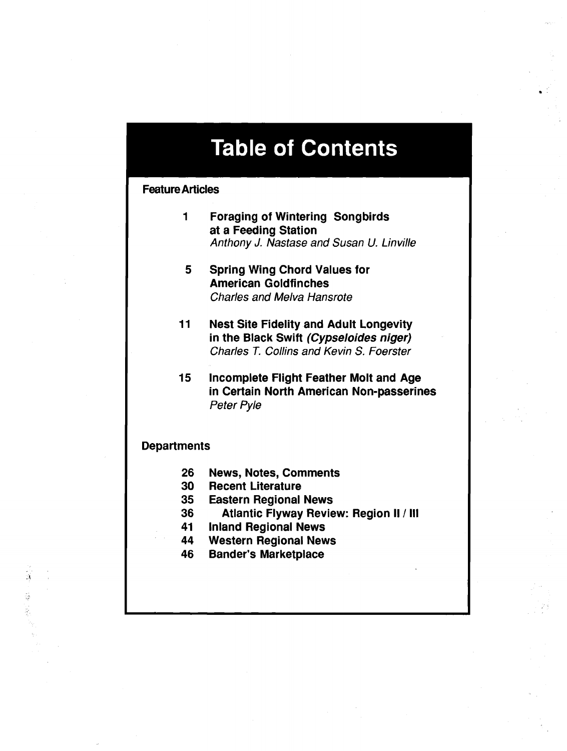# Table of Contents

## Feature Articles

1 **Foraging of Wintering Songbirds at a Feeding Station**
*Anthony J. Nastase and Susan U. Linville*

5 **Spring Wing Chord Values for American Goldfinches**
*Charles and Melva Hansrote*

11 **Nest Site Fidelity and Adult Longevity in the Black Swift *(Cypseloides niger)***
*Charles T. Collins and Kevin S. Foerster*

15 **Incomplete Flight Feather Molt and Age in Certain North American Non-passerines**
*Peter Pyle*

## Departments

26 **News, Notes, Comments**
30 **Recent Literature**
35 **Eastern Regional News**
36 **Atlantic Flyway Review: Region II / III**
41 **Inland Regional News**
44 **Western Regional News**
46 **Bander's Marketplace**